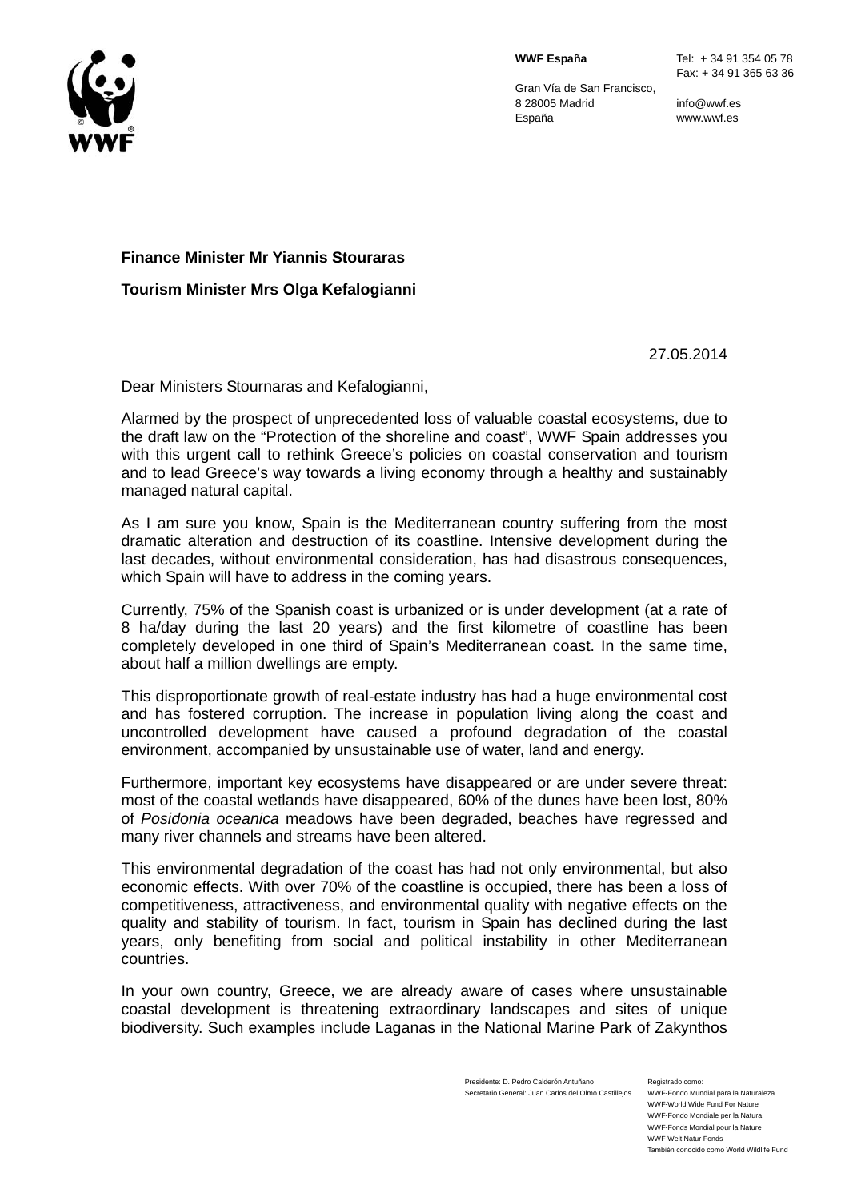**WWF España**

Gran Vía de San Francisco,
8 28005 Madrid
España

Tel: + 34 91 354 05 78
Fax: + 34 91 365 63 36

info@wwf.es
www.wwf.es

**Finance Minister Mr Yiannis Stouraras**

**Tourism Minister Mrs Olga Kefalogianni**

27.05.2014

Dear Ministers Stournaras and Kefalogianni,

Alarmed by the prospect of unprecedented loss of valuable coastal ecosystems, due to the draft law on the "Protection of the shoreline and coast", WWF Spain addresses you with this urgent call to rethink Greece's policies on coastal conservation and tourism and to lead Greece's way towards a living economy through a healthy and sustainably managed natural capital.

As I am sure you know, Spain is the Mediterranean country suffering from the most dramatic alteration and destruction of its coastline. Intensive development during the last decades, without environmental consideration, has had disastrous consequences, which Spain will have to address in the coming years.

Currently, 75% of the Spanish coast is urbanized or is under development (at a rate of 8 ha/day during the last 20 years) and the first kilometre of coastline has been completely developed in one third of Spain's Mediterranean coast. In the same time, about half a million dwellings are empty.

This disproportionate growth of real-estate industry has had a huge environmental cost and has fostered corruption. The increase in population living along the coast and uncontrolled development have caused a profound degradation of the coastal environment, accompanied by unsustainable use of water, land and energy.

Furthermore, important key ecosystems have disappeared or are under severe threat: most of the coastal wetlands have disappeared, 60% of the dunes have been lost, 80% of *Posidonia oceanica* meadows have been degraded, beaches have regressed and many river channels and streams have been altered.

This environmental degradation of the coast has had not only environmental, but also economic effects. With over 70% of the coastline is occupied, there has been a loss of competitiveness, attractiveness, and environmental quality with negative effects on the quality and stability of tourism. In fact, tourism in Spain has declined during the last years, only benefiting from social and political instability in other Mediterranean countries.

In your own country, Greece, we are already aware of cases where unsustainable coastal development is threatening extraordinary landscapes and sites of unique biodiversity. Such examples include Laganas in the National Marine Park of Zakynthos

Presidente: D. Pedro Calderón Antuñano
Secretario General: Juan Carlos del Olmo Castillejos

Registrado como:
WWF-Fondo Mundial para la Naturaleza
WWF-World Wide Fund For Nature
WWF-Fondo Mondiale per la Natura
WWF-Fonds Mondial pour la Nature
WWF-Welt Natur Fonds
También conocido como World Wildlife Fund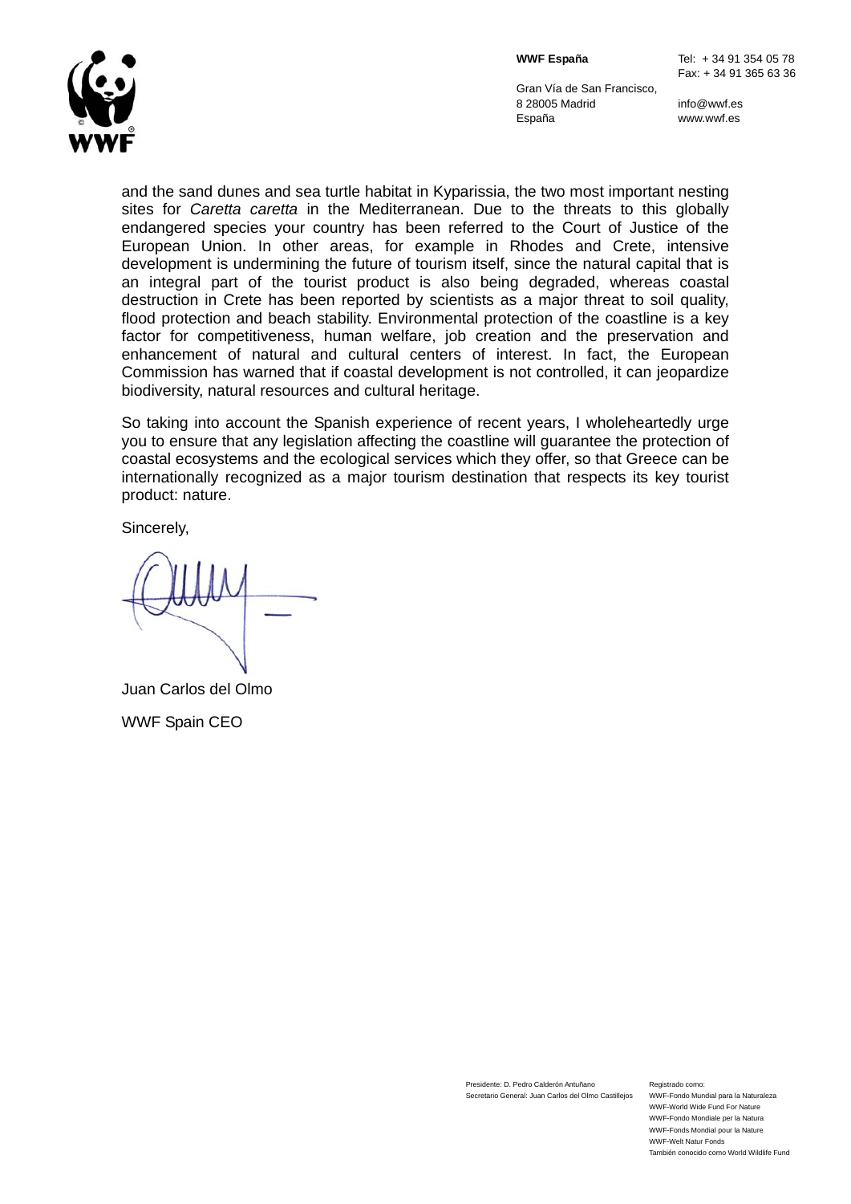**WWF España**

Gran Vía de San Francisco,
8 28005 Madrid
España

Tel: + 34 91 354 05 78
Fax: + 34 91 365 63 36

info@wwf.es
www.wwf.es

and the sand dunes and sea turtle habitat in Kyparissia, the two most important nesting sites for *Caretta caretta* in the Mediterranean. Due to the threats to this globally endangered species your country has been referred to the Court of Justice of the European Union. In other areas, for example in Rhodes and Crete, intensive development is undermining the future of tourism itself, since the natural capital that is an integral part of the tourist product is also being degraded, whereas coastal destruction in Crete has been reported by scientists as a major threat to soil quality, flood protection and beach stability. Environmental protection of the coastline is a key factor for competitiveness, human welfare, job creation and the preservation and enhancement of natural and cultural centers of interest. In fact, the European Commission has warned that if coastal development is not controlled, it can jeopardize biodiversity, natural resources and cultural heritage.

So taking into account the Spanish experience of recent years, I wholeheartedly urge you to ensure that any legislation affecting the coastline will guarantee the protection of coastal ecosystems and the ecological services which they offer, so that Greece can be internationally recognized as a major tourism destination that respects its key tourist product: nature.

Sincerely,

Juan Carlos del Olmo

WWF Spain CEO

Presidente: D. Pedro Calderón Antuñano
Secretario General: Juan Carlos del Olmo Castillejos

Registrado como:
WWF-Fondo Mundial para la Naturaleza
WWF-World Wide Fund For Nature
WWF-Fondo Mondiale per la Natura
WWF-Fonds Mondial pour la Nature
WWF-Welt Natur Fonds
También conocido como World Wildlife Fund